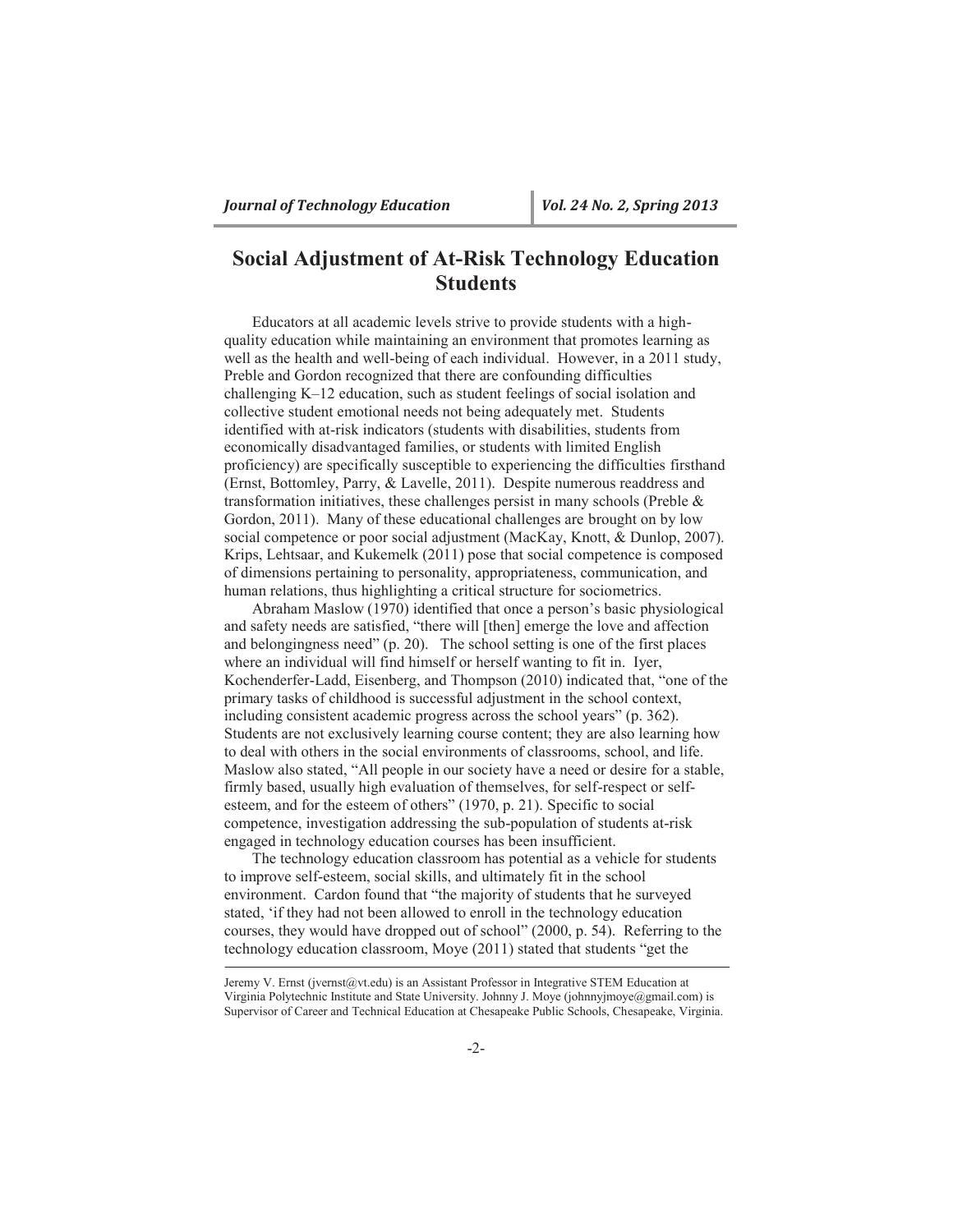# Social Adjustment of At-Risk Technology Education Students

Educators at all academic levels strive to provide students with a high-quality education while maintaining an environment that promotes learning as well as the health and well-being of each individual. However, in a 2011 study, Preble and Gordon recognized that there are confounding difficulties challenging K–12 education, such as student feelings of social isolation and collective student emotional needs not being adequately met. Students identified with at-risk indicators (students with disabilities, students from economically disadvantaged families, or students with limited English proficiency) are specifically susceptible to experiencing the difficulties firsthand (Ernst, Bottomley, Parry, & Lavelle, 2011). Despite numerous readdress and transformation initiatives, these challenges persist in many schools (Preble & Gordon, 2011). Many of these educational challenges are brought on by low social competence or poor social adjustment (MacKay, Knott, & Dunlop, 2007). Krips, Lehtsaar, and Kukemelk (2011) pose that social competence is composed of dimensions pertaining to personality, appropriateness, communication, and human relations, thus highlighting a critical structure for sociometrics.

Abraham Maslow (1970) identified that once a person's basic physiological and safety needs are satisfied, "there will [then] emerge the love and affection and belongingness need" (p. 20). The school setting is one of the first places where an individual will find himself or herself wanting to fit in. Iyer, Kochenderfer-Ladd, Eisenberg, and Thompson (2010) indicated that, "one of the primary tasks of childhood is successful adjustment in the school context, including consistent academic progress across the school years" (p. 362). Students are not exclusively learning course content; they are also learning how to deal with others in the social environments of classrooms, school, and life. Maslow also stated, "All people in our society have a need or desire for a stable, firmly based, usually high evaluation of themselves, for self-respect or self-esteem, and for the esteem of others" (1970, p. 21). Specific to social competence, investigation addressing the sub-population of students at-risk engaged in technology education courses has been insufficient.

The technology education classroom has potential as a vehicle for students to improve self-esteem, social skills, and ultimately fit in the school environment. Cardon found that "the majority of students that he surveyed stated, 'if they had not been allowed to enroll in the technology education courses, they would have dropped out of school" (2000, p. 54). Referring to the technology education classroom, Moye (2011) stated that students "get the

---

Jeremy V. Ernst (jvernst@vt.edu) is an Assistant Professor in Integrative STEM Education at Virginia Polytechnic Institute and State University. Johnny J. Moye (johnnyjmoye@gmail.com) is Supervisor of Career and Technical Education at Chesapeake Public Schools, Chesapeake, Virginia.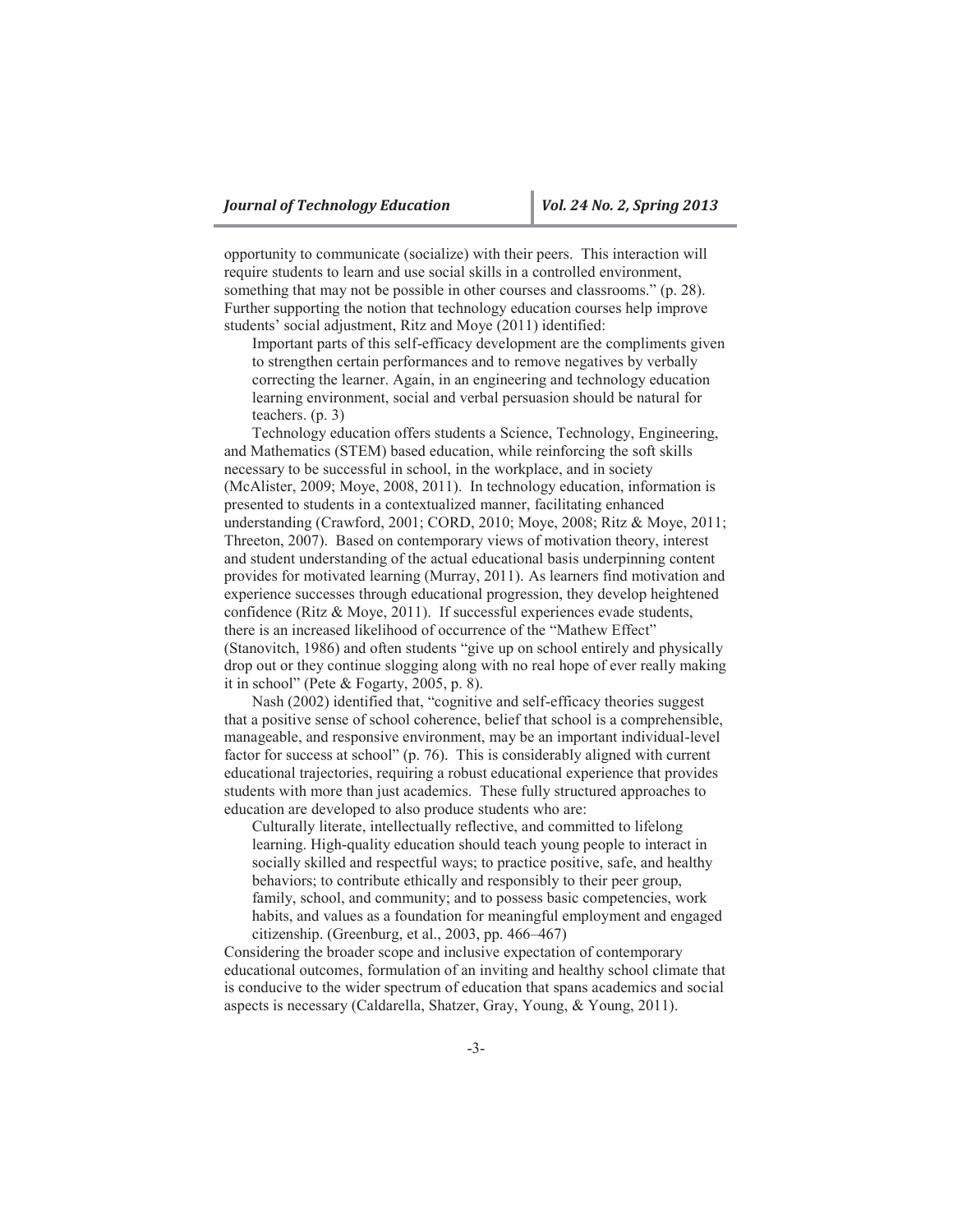opportunity to communicate (socialize) with their peers. This interaction will require students to learn and use social skills in a controlled environment, something that may not be possible in other courses and classrooms." (p. 28). Further supporting the notion that technology education courses help improve students' social adjustment, Ritz and Moye (2011) identified:

> Important parts of this self-efficacy development are the compliments given to strengthen certain performances and to remove negatives by verbally correcting the learner. Again, in an engineering and technology education learning environment, social and verbal persuasion should be natural for teachers. (p. 3)

Technology education offers students a Science, Technology, Engineering, and Mathematics (STEM) based education, while reinforcing the soft skills necessary to be successful in school, in the workplace, and in society (McAlister, 2009; Moye, 2008, 2011). In technology education, information is presented to students in a contextualized manner, facilitating enhanced understanding (Crawford, 2001; CORD, 2010; Moye, 2008; Ritz & Moye, 2011; Threeton, 2007). Based on contemporary views of motivation theory, interest and student understanding of the actual educational basis underpinning content provides for motivated learning (Murray, 2011). As learners find motivation and experience successes through educational progression, they develop heightened confidence (Ritz & Moye, 2011). If successful experiences evade students, there is an increased likelihood of occurrence of the "Mathew Effect" (Stanovitch, 1986) and often students "give up on school entirely and physically drop out or they continue slogging along with no real hope of ever really making it in school" (Pete & Fogarty, 2005, p. 8).

Nash (2002) identified that, "cognitive and self-efficacy theories suggest that a positive sense of school coherence, belief that school is a comprehensible, manageable, and responsive environment, may be an important individual-level factor for success at school" (p. 76). This is considerably aligned with current educational trajectories, requiring a robust educational experience that provides students with more than just academics. These fully structured approaches to education are developed to also produce students who are:

> Culturally literate, intellectually reflective, and committed to lifelong learning. High-quality education should teach young people to interact in socially skilled and respectful ways; to practice positive, safe, and healthy behaviors; to contribute ethically and responsibly to their peer group, family, school, and community; and to possess basic competencies, work habits, and values as a foundation for meaningful employment and engaged citizenship. (Greenburg, et al., 2003, pp. 466–467)

Considering the broader scope and inclusive expectation of contemporary educational outcomes, formulation of an inviting and healthy school climate that is conducive to the wider spectrum of education that spans academics and social aspects is necessary (Caldarella, Shatzer, Gray, Young, & Young, 2011).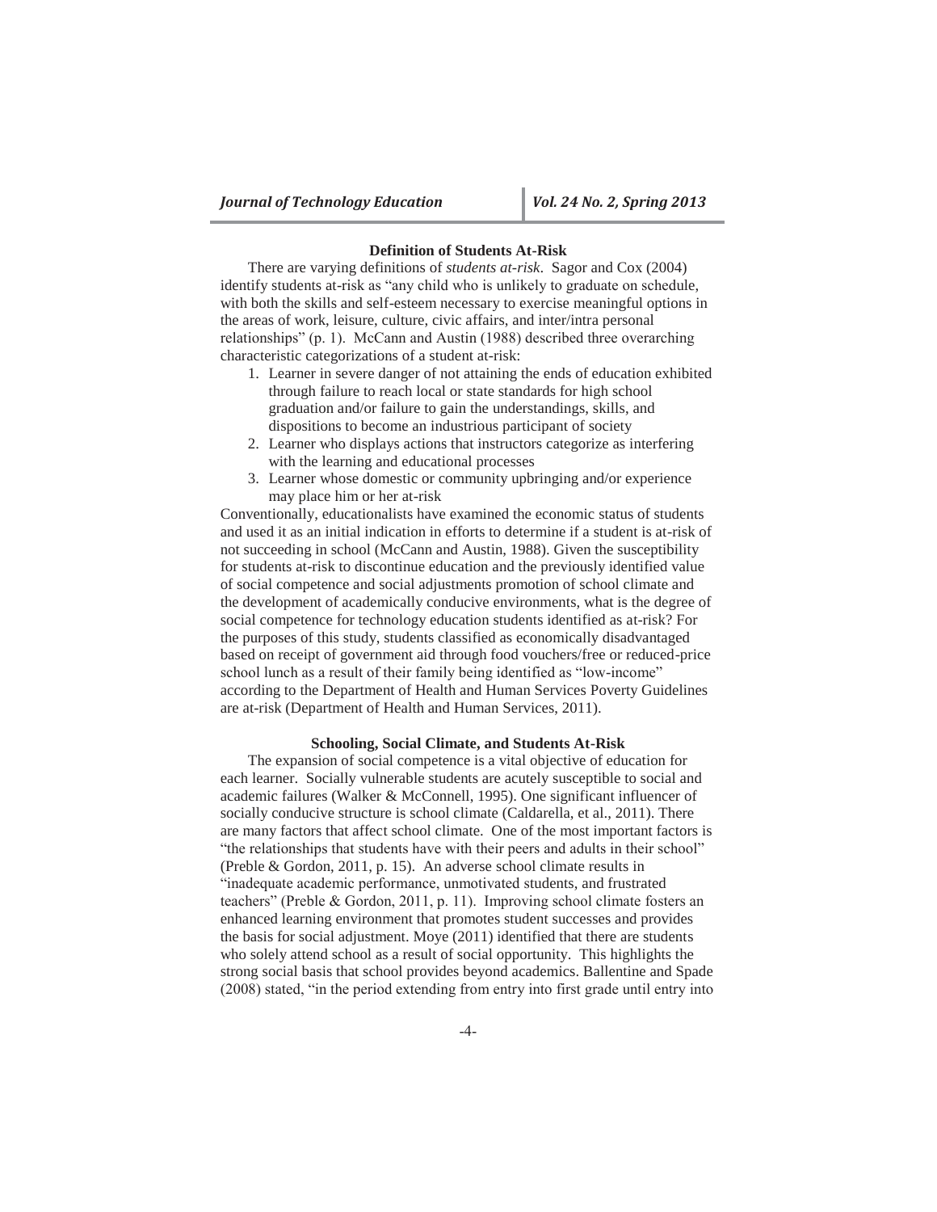### Definition of Students At-Risk

There are varying definitions of *students at-risk*. Sagor and Cox (2004) identify students at-risk as "any child who is unlikely to graduate on schedule, with both the skills and self-esteem necessary to exercise meaningful options in the areas of work, leisure, culture, civic affairs, and inter/intra personal relationships" (p. 1). McCann and Austin (1988) described three overarching characteristic categorizations of a student at-risk:

1. Learner in severe danger of not attaining the ends of education exhibited through failure to reach local or state standards for high school graduation and/or failure to gain the understandings, skills, and dispositions to become an industrious participant of society
2. Learner who displays actions that instructors categorize as interfering with the learning and educational processes
3. Learner whose domestic or community upbringing and/or experience may place him or her at-risk

Conventionally, educationalists have examined the economic status of students and used it as an initial indication in efforts to determine if a student is at-risk of not succeeding in school (McCann and Austin, 1988). Given the susceptibility for students at-risk to discontinue education and the previously identified value of social competence and social adjustments promotion of school climate and the development of academically conducive environments, what is the degree of social competence for technology education students identified as at-risk? For the purposes of this study, students classified as economically disadvantaged based on receipt of government aid through food vouchers/free or reduced-price school lunch as a result of their family being identified as "low-income" according to the Department of Health and Human Services Poverty Guidelines are at-risk (Department of Health and Human Services, 2011).

### Schooling, Social Climate, and Students At-Risk

The expansion of social competence is a vital objective of education for each learner. Socially vulnerable students are acutely susceptible to social and academic failures (Walker & McConnell, 1995). One significant influencer of socially conducive structure is school climate (Caldarella, et al., 2011). There are many factors that affect school climate. One of the most important factors is "the relationships that students have with their peers and adults in their school" (Preble & Gordon, 2011, p. 15). An adverse school climate results in "inadequate academic performance, unmotivated students, and frustrated teachers" (Preble & Gordon, 2011, p. 11). Improving school climate fosters an enhanced learning environment that promotes student successes and provides the basis for social adjustment. Moye (2011) identified that there are students who solely attend school as a result of social opportunity. This highlights the strong social basis that school provides beyond academics. Ballentine and Spade (2008) stated, "in the period extending from entry into first grade until entry into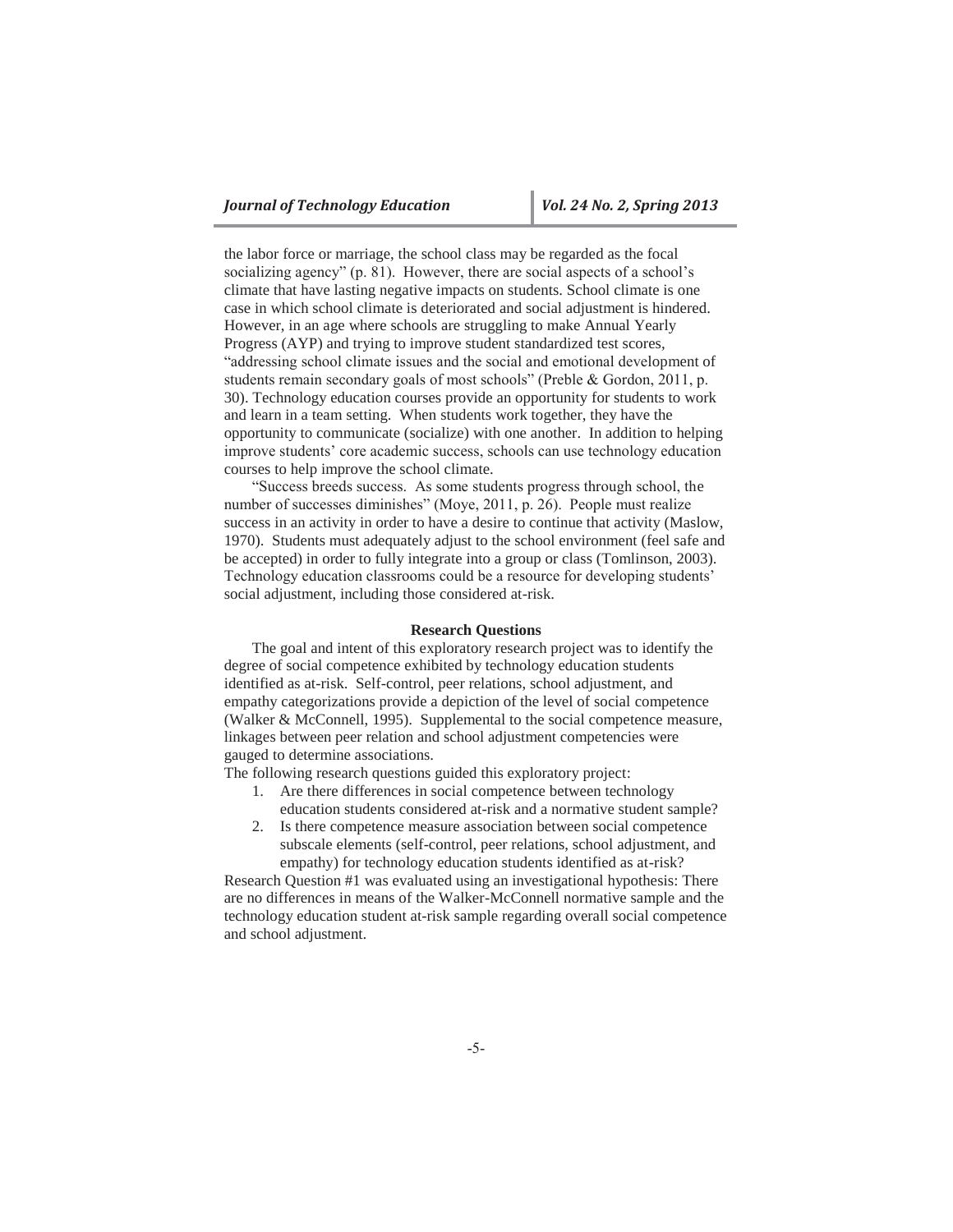the labor force or marriage, the school class may be regarded as the focal socializing agency" (p. 81). However, there are social aspects of a school's climate that have lasting negative impacts on students. School climate is one case in which school climate is deteriorated and social adjustment is hindered. However, in an age where schools are struggling to make Annual Yearly Progress (AYP) and trying to improve student standardized test scores, "addressing school climate issues and the social and emotional development of students remain secondary goals of most schools" (Preble & Gordon, 2011, p. 30). Technology education courses provide an opportunity for students to work and learn in a team setting. When students work together, they have the opportunity to communicate (socialize) with one another. In addition to helping improve students' core academic success, schools can use technology education courses to help improve the school climate.

"Success breeds success. As some students progress through school, the number of successes diminishes" (Moye, 2011, p. 26). People must realize success in an activity in order to have a desire to continue that activity (Maslow, 1970). Students must adequately adjust to the school environment (feel safe and be accepted) in order to fully integrate into a group or class (Tomlinson, 2003). Technology education classrooms could be a resource for developing students' social adjustment, including those considered at-risk.

**Research Questions**

The goal and intent of this exploratory research project was to identify the degree of social competence exhibited by technology education students identified as at-risk. Self-control, peer relations, school adjustment, and empathy categorizations provide a depiction of the level of social competence (Walker & McConnell, 1995). Supplemental to the social competence measure, linkages between peer relation and school adjustment competencies were gauged to determine associations.

The following research questions guided this exploratory project:

1. Are there differences in social competence between technology education students considered at-risk and a normative student sample?
2. Is there competence measure association between social competence subscale elements (self-control, peer relations, school adjustment, and empathy) for technology education students identified as at-risk?

Research Question #1 was evaluated using an investigational hypothesis: There are no differences in means of the Walker-McConnell normative sample and the technology education student at-risk sample regarding overall social competence and school adjustment.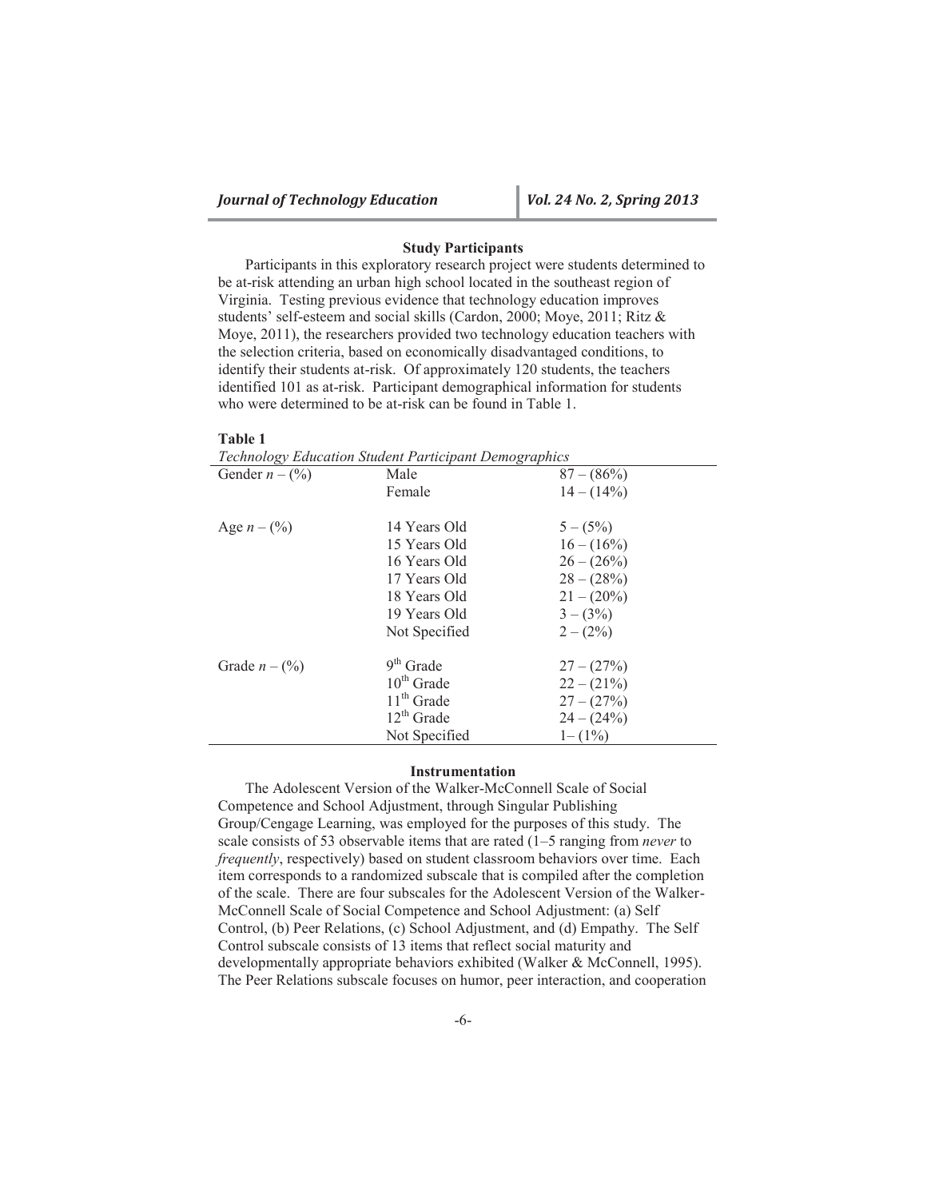## Study Participants

Participants in this exploratory research project were students determined to be at-risk attending an urban high school located in the southeast region of Virginia. Testing previous evidence that technology education improves students' self-esteem and social skills (Cardon, 2000; Moye, 2011; Ritz & Moye, 2011), the researchers provided two technology education teachers with the selection criteria, based on economically disadvantaged conditions, to identify their students at-risk. Of approximately 120 students, the teachers identified 101 as at-risk. Participant demographical information for students who were determined to be at-risk can be found in Table 1.

**Table 1**
*Technology Education Student Participant Demographics*

| | | |
|---|---|---|
| Gender *n* – (%) | Male | 87 – (86%) |
| | Female | 14 – (14%) |
| Age *n* – (%) | 14 Years Old | 5 – (5%) |
| | 15 Years Old | 16 – (16%) |
| | 16 Years Old | 26 – (26%) |
| | 17 Years Old | 28 – (28%) |
| | 18 Years Old | 21 – (20%) |
| | 19 Years Old | 3 – (3%) |
| | Not Specified | 2 – (2%) |
| Grade *n* – (%) | 9th Grade | 27 – (27%) |
| | 10th Grade | 22 – (21%) |
| | 11th Grade | 27 – (27%) |
| | 12th Grade | 24 – (24%) |
| | Not Specified | 1– (1%) |

## Instrumentation

The Adolescent Version of the Walker-McConnell Scale of Social Competence and School Adjustment, through Singular Publishing Group/Cengage Learning, was employed for the purposes of this study. The scale consists of 53 observable items that are rated (1–5 ranging from *never* to *frequently*, respectively) based on student classroom behaviors over time. Each item corresponds to a randomized subscale that is compiled after the completion of the scale. There are four subscales for the Adolescent Version of the Walker-McConnell Scale of Social Competence and School Adjustment: (a) Self Control, (b) Peer Relations, (c) School Adjustment, and (d) Empathy. The Self Control subscale consists of 13 items that reflect social maturity and developmentally appropriate behaviors exhibited (Walker & McConnell, 1995). The Peer Relations subscale focuses on humor, peer interaction, and cooperation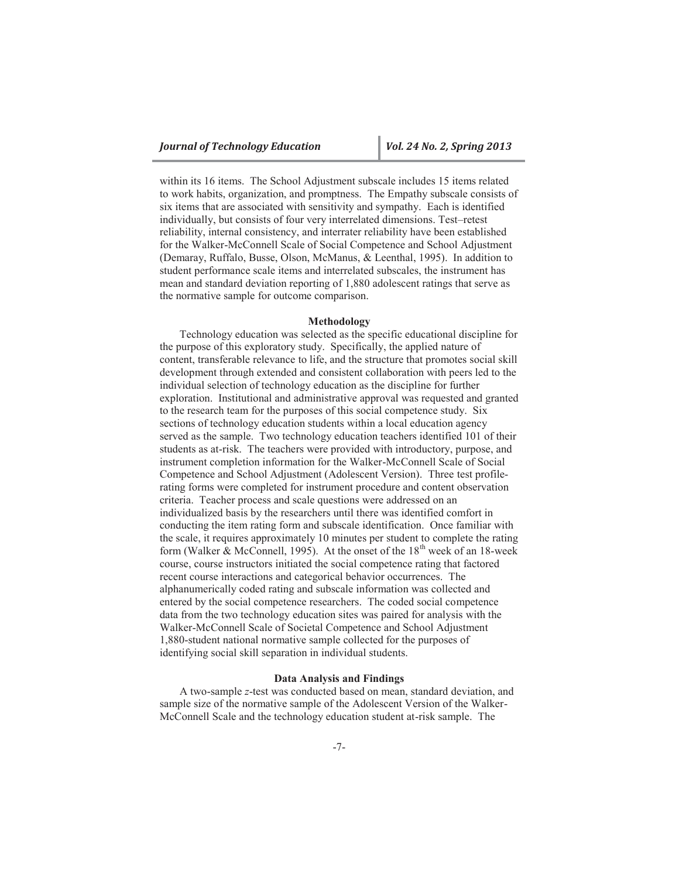within its 16 items. The School Adjustment subscale includes 15 items related to work habits, organization, and promptness. The Empathy subscale consists of six items that are associated with sensitivity and sympathy. Each is identified individually, but consists of four very interrelated dimensions. Test–retest reliability, internal consistency, and interrater reliability have been established for the Walker-McConnell Scale of Social Competence and School Adjustment (Demaray, Ruffalo, Busse, Olson, McManus, & Leenthal, 1995). In addition to student performance scale items and interrelated subscales, the instrument has mean and standard deviation reporting of 1,880 adolescent ratings that serve as the normative sample for outcome comparison.

## Methodology

Technology education was selected as the specific educational discipline for the purpose of this exploratory study. Specifically, the applied nature of content, transferable relevance to life, and the structure that promotes social skill development through extended and consistent collaboration with peers led to the individual selection of technology education as the discipline for further exploration. Institutional and administrative approval was requested and granted to the research team for the purposes of this social competence study. Six sections of technology education students within a local education agency served as the sample. Two technology education teachers identified 101 of their students as at-risk. The teachers were provided with introductory, purpose, and instrument completion information for the Walker-McConnell Scale of Social Competence and School Adjustment (Adolescent Version). Three test profile-rating forms were completed for instrument procedure and content observation criteria. Teacher process and scale questions were addressed on an individualized basis by the researchers until there was identified comfort in conducting the item rating form and subscale identification. Once familiar with the scale, it requires approximately 10 minutes per student to complete the rating form (Walker & McConnell, 1995). At the onset of the 18th week of an 18-week course, course instructors initiated the social competence rating that factored recent course interactions and categorical behavior occurrences. The alphanumerically coded rating and subscale information was collected and entered by the social competence researchers. The coded social competence data from the two technology education sites was paired for analysis with the Walker-McConnell Scale of Societal Competence and School Adjustment 1,880-student national normative sample collected for the purposes of identifying social skill separation in individual students.

## Data Analysis and Findings

A two-sample *z*-test was conducted based on mean, standard deviation, and sample size of the normative sample of the Adolescent Version of the Walker-McConnell Scale and the technology education student at-risk sample. The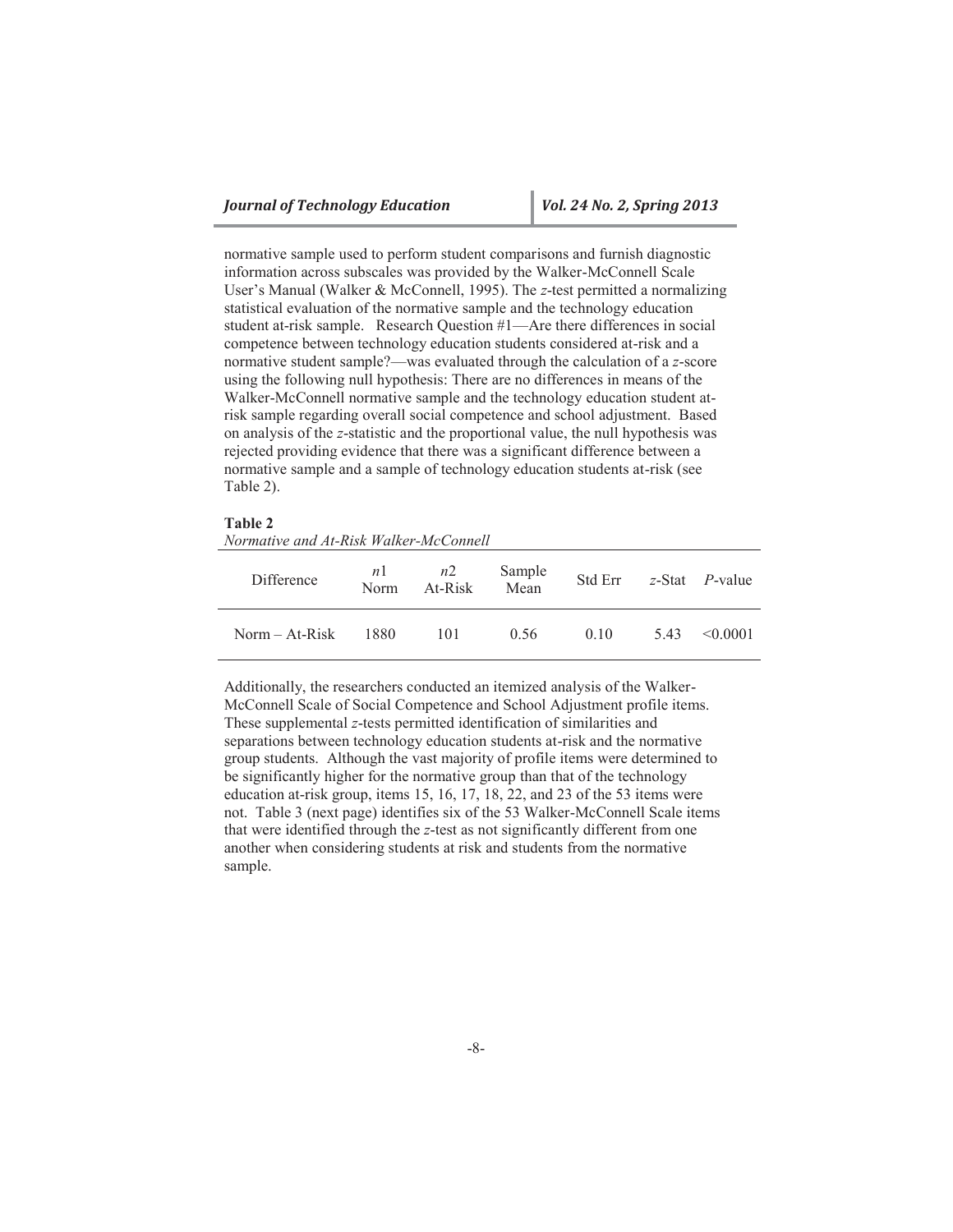normative sample used to perform student comparisons and furnish diagnostic information across subscales was provided by the Walker-McConnell Scale User's Manual (Walker & McConnell, 1995). The *z*-test permitted a normalizing statistical evaluation of the normative sample and the technology education student at-risk sample. Research Question #1—Are there differences in social competence between technology education students considered at-risk and a normative student sample?—was evaluated through the calculation of a *z*-score using the following null hypothesis: There are no differences in means of the Walker-McConnell normative sample and the technology education student at-risk sample regarding overall social competence and school adjustment. Based on analysis of the *z*-statistic and the proportional value, the null hypothesis was rejected providing evidence that there was a significant difference between a normative sample and a sample of technology education students at-risk (see Table 2).

**Table 2**
*Normative and At-Risk Walker-McConnell*

| Difference | $n1$ Norm | $n2$ At-Risk | Sample Mean | Std Err | $z$-Stat | $P$-value |
|---|---|---|---|---|---|---|
| Norm – At-Risk | 1880 | 101 | 0.56 | 0.10 | 5.43 | <0.0001 |

Additionally, the researchers conducted an itemized analysis of the Walker-McConnell Scale of Social Competence and School Adjustment profile items. These supplemental *z*-tests permitted identification of similarities and separations between technology education students at-risk and the normative group students. Although the vast majority of profile items were determined to be significantly higher for the normative group than that of the technology education at-risk group, items 15, 16, 17, 18, 22, and 23 of the 53 items were not. Table 3 (next page) identifies six of the 53 Walker-McConnell Scale items that were identified through the *z*-test as not significantly different from one another when considering students at risk and students from the normative sample.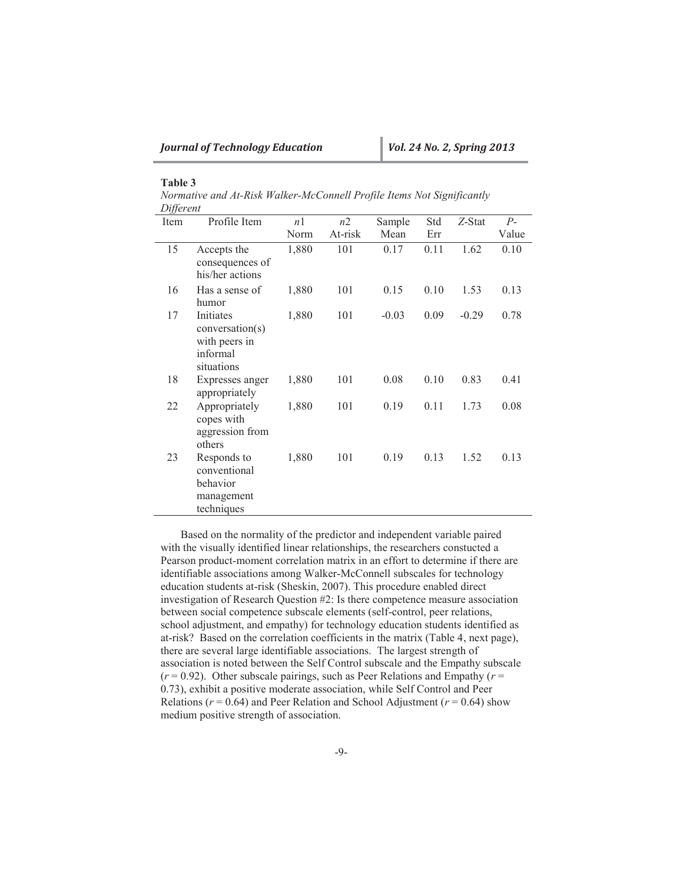**Table 3**

*Normative and At-Risk Walker-McConnell Profile Items Not Significantly Different*

| Item | Profile Item | *n*1 Norm | *n*2 At-risk | Sample Mean | Std Err | *Z*-Stat | *P*-Value |
|---|---|---|---|---|---|---|---|
| 15 | Accepts the consequences of his/her actions | 1,880 | 101 | 0.17 | 0.11 | 1.62 | 0.10 |
| 16 | Has a sense of humor | 1,880 | 101 | 0.15 | 0.10 | 1.53 | 0.13 |
| 17 | Initiates conversation(s) with peers in informal situations | 1,880 | 101 | -0.03 | 0.09 | -0.29 | 0.78 |
| 18 | Expresses anger appropriately | 1,880 | 101 | 0.08 | 0.10 | 0.83 | 0.41 |
| 22 | Appropriately copes with aggression from others | 1,880 | 101 | 0.19 | 0.11 | 1.73 | 0.08 |
| 23 | Responds to conventional behavior management techniques | 1,880 | 101 | 0.19 | 0.13 | 1.52 | 0.13 |

Based on the normality of the predictor and independent variable paired with the visually identified linear relationships, the researchers constucted a Pearson product-moment correlation matrix in an effort to determine if there are identifiable associations among Walker-McConnell subscales for technology education students at-risk (Sheskin, 2007). This procedure enabled direct investigation of Research Question #2: Is there competence measure association between social competence subscale elements (self-control, peer relations, school adjustment, and empathy) for technology education students identified as at-risk? Based on the correlation coefficients in the matrix (Table 4, next page), there are several large identifiable associations. The largest strength of association is noted between the Self Control subscale and the Empathy subscale ($r = 0.92$). Other subscale pairings, such as Peer Relations and Empathy ($r = 0.73$), exhibit a positive moderate association, while Self Control and Peer Relations ($r = 0.64$) and Peer Relation and School Adjustment ($r = 0.64$) show medium positive strength of association.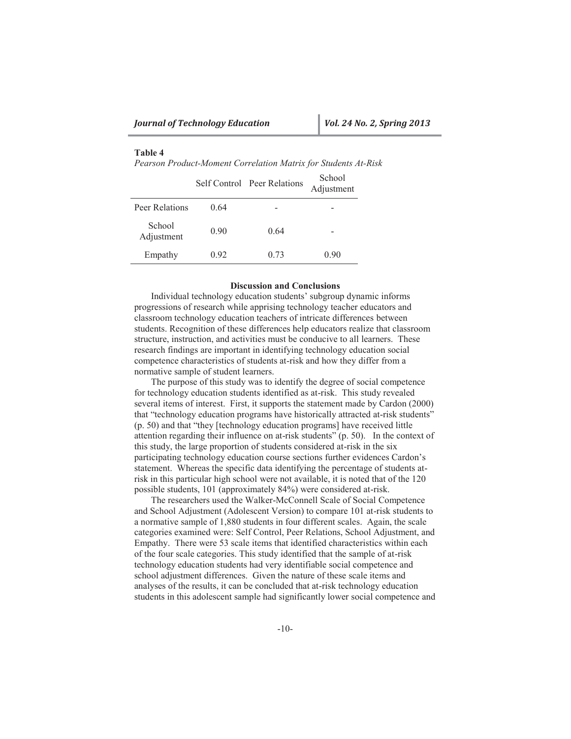**Table 4**

*Pearson Product-Moment Correlation Matrix for Students At-Risk*

| | Self Control | Peer Relations | School Adjustment |
|---|---|---|---|
| Peer Relations | 0.64 | - | - |
| School Adjustment | 0.90 | 0.64 | - |
| Empathy | 0.92 | 0.73 | 0.90 |

## Discussion and Conclusions

Individual technology education students' subgroup dynamic informs progressions of research while apprising technology teacher educators and classroom technology education teachers of intricate differences between students. Recognition of these differences help educators realize that classroom structure, instruction, and activities must be conducive to all learners. These research findings are important in identifying technology education social competence characteristics of students at-risk and how they differ from a normative sample of student learners.

The purpose of this study was to identify the degree of social competence for technology education students identified as at-risk. This study revealed several items of interest. First, it supports the statement made by Cardon (2000) that "technology education programs have historically attracted at-risk students" (p. 50) and that "they [technology education programs] have received little attention regarding their influence on at-risk students" (p. 50). In the context of this study, the large proportion of students considered at-risk in the six participating technology education course sections further evidences Cardon's statement. Whereas the specific data identifying the percentage of students at-risk in this particular high school were not available, it is noted that of the 120 possible students, 101 (approximately 84%) were considered at-risk.

The researchers used the Walker-McConnell Scale of Social Competence and School Adjustment (Adolescent Version) to compare 101 at-risk students to a normative sample of 1,880 students in four different scales. Again, the scale categories examined were: Self Control, Peer Relations, School Adjustment, and Empathy. There were 53 scale items that identified characteristics within each of the four scale categories. This study identified that the sample of at-risk technology education students had very identifiable social competence and school adjustment differences. Given the nature of these scale items and analyses of the results, it can be concluded that at-risk technology education students in this adolescent sample had significantly lower social competence and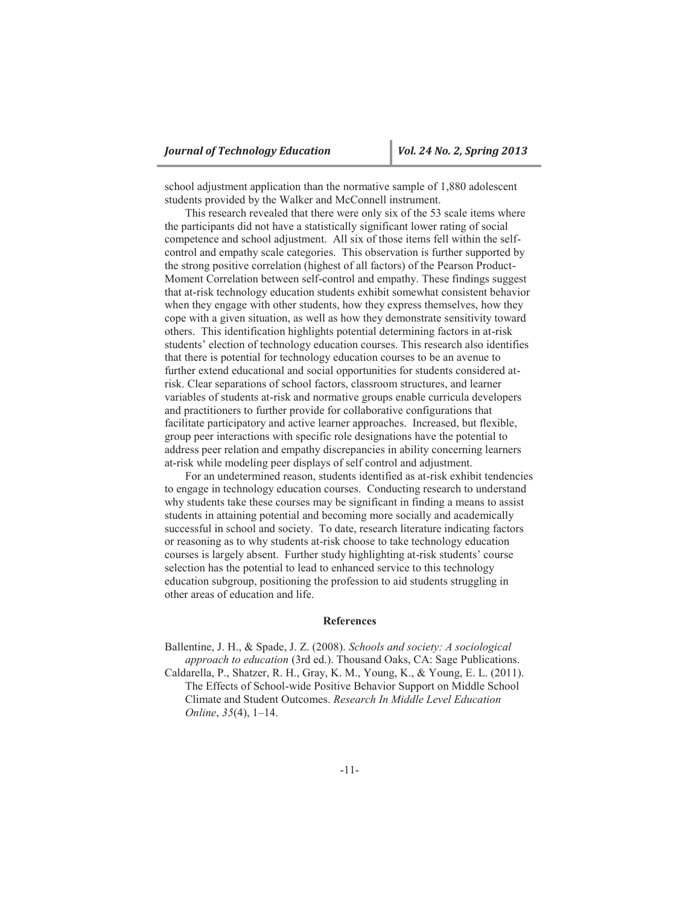school adjustment application than the normative sample of 1,880 adolescent students provided by the Walker and McConnell instrument.

This research revealed that there were only six of the 53 scale items where the participants did not have a statistically significant lower rating of social competence and school adjustment. All six of those items fell within the self-control and empathy scale categories. This observation is further supported by the strong positive correlation (highest of all factors) of the Pearson Product-Moment Correlation between self-control and empathy. These findings suggest that at-risk technology education students exhibit somewhat consistent behavior when they engage with other students, how they express themselves, how they cope with a given situation, as well as how they demonstrate sensitivity toward others. This identification highlights potential determining factors in at-risk students' election of technology education courses. This research also identifies that there is potential for technology education courses to be an avenue to further extend educational and social opportunities for students considered at-risk. Clear separations of school factors, classroom structures, and learner variables of students at-risk and normative groups enable curricula developers and practitioners to further provide for collaborative configurations that facilitate participatory and active learner approaches. Increased, but flexible, group peer interactions with specific role designations have the potential to address peer relation and empathy discrepancies in ability concerning learners at-risk while modeling peer displays of self control and adjustment.

For an undetermined reason, students identified as at-risk exhibit tendencies to engage in technology education courses. Conducting research to understand why students take these courses may be significant in finding a means to assist students in attaining potential and becoming more socially and academically successful in school and society. To date, research literature indicating factors or reasoning as to why students at-risk choose to take technology education courses is largely absent. Further study highlighting at-risk students' course selection has the potential to lead to enhanced service to this technology education subgroup, positioning the profession to aid students struggling in other areas of education and life.

## References

Ballentine, J. H., & Spade, J. Z. (2008). *Schools and society: A sociological approach to education* (3rd ed.). Thousand Oaks, CA: Sage Publications.

Caldarella, P., Shatzer, R. H., Gray, K. M., Young, K., & Young, E. L. (2011). The Effects of School-wide Positive Behavior Support on Middle School Climate and Student Outcomes. *Research In Middle Level Education Online*, *35*(4), 1–14.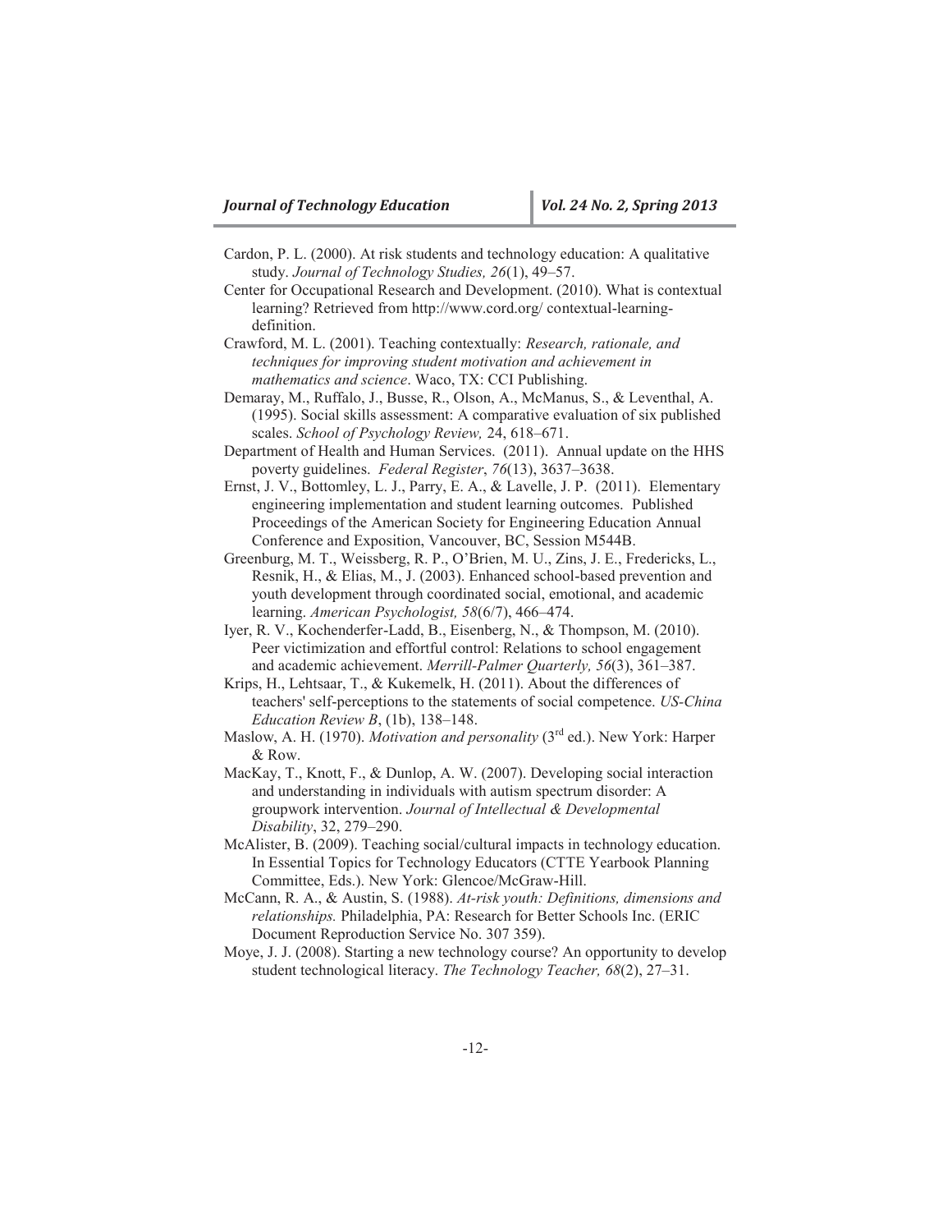Cardon, P. L. (2000). At risk students and technology education: A qualitative study. *Journal of Technology Studies, 26*(1), 49–57.

Center for Occupational Research and Development. (2010). What is contextual learning? Retrieved from http://www.cord.org/ contextual-learning-definition.

Crawford, M. L. (2001). Teaching contextually: *Research, rationale, and techniques for improving student motivation and achievement in mathematics and science*. Waco, TX: CCI Publishing.

Demaray, M., Ruffalo, J., Busse, R., Olson, A., McManus, S., & Leventhal, A. (1995). Social skills assessment: A comparative evaluation of six published scales. *School of Psychology Review,* 24, 618–671.

Department of Health and Human Services. (2011). Annual update on the HHS poverty guidelines. *Federal Register*, *76*(13), 3637–3638.

Ernst, J. V., Bottomley, L. J., Parry, E. A., & Lavelle, J. P. (2011). Elementary engineering implementation and student learning outcomes. Published Proceedings of the American Society for Engineering Education Annual Conference and Exposition, Vancouver, BC, Session M544B.

Greenburg, M. T., Weissberg, R. P., O'Brien, M. U., Zins, J. E., Fredericks, L., Resnik, H., & Elias, M., J. (2003). Enhanced school-based prevention and youth development through coordinated social, emotional, and academic learning. *American Psychologist, 58*(6/7), 466–474.

Iyer, R. V., Kochenderfer-Ladd, B., Eisenberg, N., & Thompson, M. (2010). Peer victimization and effortful control: Relations to school engagement and academic achievement. *Merrill-Palmer Quarterly, 56*(3), 361–387.

Krips, H., Lehtsaar, T., & Kukemelk, H. (2011). About the differences of teachers' self-perceptions to the statements of social competence. *US-China Education Review B*, (1b), 138–148.

Maslow, A. H. (1970). *Motivation and personality* (3rd ed.). New York: Harper & Row.

MacKay, T., Knott, F., & Dunlop, A. W. (2007). Developing social interaction and understanding in individuals with autism spectrum disorder: A groupwork intervention. *Journal of Intellectual & Developmental Disability*, 32, 279–290.

McAlister, B. (2009). Teaching social/cultural impacts in technology education. In Essential Topics for Technology Educators (CTTE Yearbook Planning Committee, Eds.). New York: Glencoe/McGraw-Hill.

McCann, R. A., & Austin, S. (1988). *At-risk youth: Definitions, dimensions and relationships.* Philadelphia, PA: Research for Better Schools Inc. (ERIC Document Reproduction Service No. 307 359).

Moye, J. J. (2008). Starting a new technology course? An opportunity to develop student technological literacy. *The Technology Teacher, 68*(2), 27–31.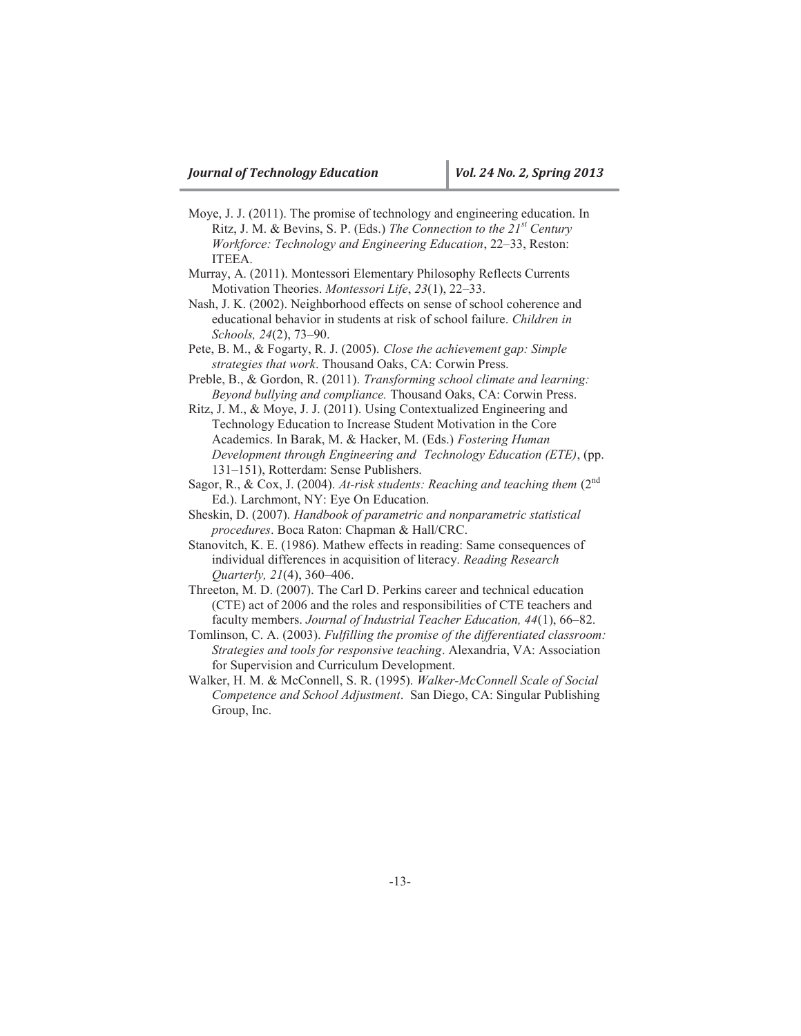Moye, J. J. (2011). The promise of technology and engineering education. In Ritz, J. M. & Bevins, S. P. (Eds.) *The Connection to the 21st Century Workforce: Technology and Engineering Education*, 22–33, Reston: ITEEA.

Murray, A. (2011). Montessori Elementary Philosophy Reflects Currents Motivation Theories. *Montessori Life*, *23*(1), 22–33.

Nash, J. K. (2002). Neighborhood effects on sense of school coherence and educational behavior in students at risk of school failure. *Children in Schools, 24*(2), 73–90.

Pete, B. M., & Fogarty, R. J. (2005). *Close the achievement gap: Simple strategies that work*. Thousand Oaks, CA: Corwin Press.

Preble, B., & Gordon, R. (2011). *Transforming school climate and learning: Beyond bullying and compliance.* Thousand Oaks, CA: Corwin Press.

Ritz, J. M., & Moye, J. J. (2011). Using Contextualized Engineering and Technology Education to Increase Student Motivation in the Core Academics. In Barak, M. & Hacker, M. (Eds.) *Fostering Human Development through Engineering and Technology Education (ETE)*, (pp. 131–151), Rotterdam: Sense Publishers.

Sagor, R., & Cox, J. (2004). *At-risk students: Reaching and teaching them* (2nd Ed.). Larchmont, NY: Eye On Education.

Sheskin, D. (2007). *Handbook of parametric and nonparametric statistical procedures*. Boca Raton: Chapman & Hall/CRC.

Stanovitch, K. E. (1986). Mathew effects in reading: Same consequences of individual differences in acquisition of literacy. *Reading Research Quarterly, 21*(4), 360–406.

Threeton, M. D. (2007). The Carl D. Perkins career and technical education (CTE) act of 2006 and the roles and responsibilities of CTE teachers and faculty members. *Journal of Industrial Teacher Education, 44*(1), 66–82.

Tomlinson, C. A. (2003). *Fulfilling the promise of the differentiated classroom: Strategies and tools for responsive teaching*. Alexandria, VA: Association for Supervision and Curriculum Development.

Walker, H. M. & McConnell, S. R. (1995). *Walker-McConnell Scale of Social Competence and School Adjustment*. San Diego, CA: Singular Publishing Group, Inc.